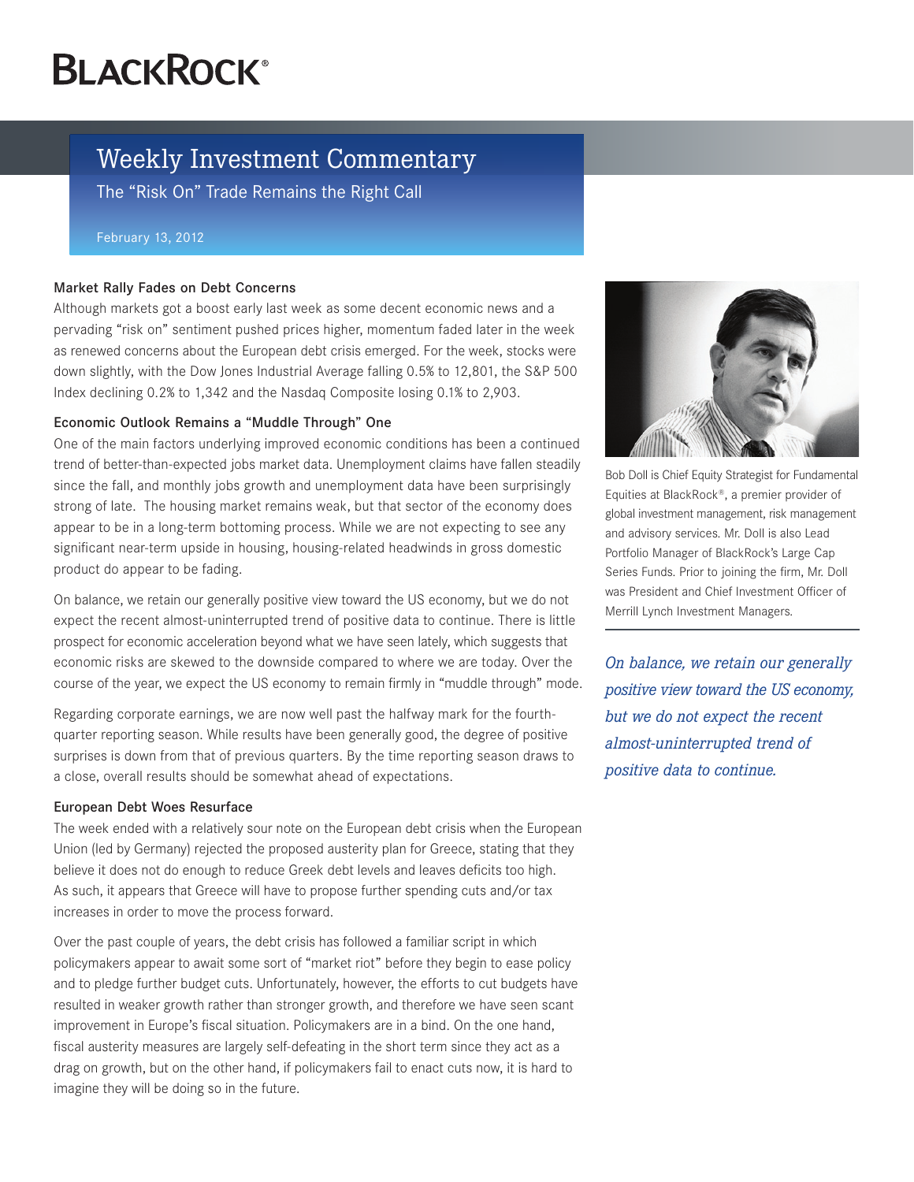BLACKROCK®

# Weekly Investment Commentary

## The "Risk On" Trade Remains the Right Call

February 13, 2012

### Market Rally Fades on Debt Concerns

Although markets got a boost early last week as some decent economic news and a pervading "risk on" sentiment pushed prices higher, momentum faded later in the week as renewed concerns about the European debt crisis emerged. For the week, stocks were down slightly, with the Dow Jones Industrial Average falling 0.5% to 12,801, the S&P 500 Index declining 0.2% to 1,342 and the Nasdaq Composite losing 0.1% to 2,903.

### Economic Outlook Remains a "Muddle Through" One

One of the main factors underlying improved economic conditions has been a continued trend of better-than-expected jobs market data. Unemployment claims have fallen steadily since the fall, and monthly jobs growth and unemployment data have been surprisingly strong of late. The housing market remains weak, but that sector of the economy does appear to be in a long-term bottoming process. While we are not expecting to see any significant near-term upside in housing, housing-related headwinds in gross domestic product do appear to be fading.

On balance, we retain our generally positive view toward the US economy, but we do not expect the recent almost-uninterrupted trend of positive data to continue. There is little prospect for economic acceleration beyond what we have seen lately, which suggests that economic risks are skewed to the downside compared to where we are today. Over the course of the year, we expect the US economy to remain firmly in "muddle through" mode.

Regarding corporate earnings, we are now well past the halfway mark for the fourth-quarter reporting season. While results have been generally good, the degree of positive surprises is down from that of previous quarters. By the time reporting season draws to a close, overall results should be somewhat ahead of expectations.

### European Debt Woes Resurface

The week ended with a relatively sour note on the European debt crisis when the European Union (led by Germany) rejected the proposed austerity plan for Greece, stating that they believe it does not do enough to reduce Greek debt levels and leaves deficits too high. As such, it appears that Greece will have to propose further spending cuts and/or tax increases in order to move the process forward.

Over the past couple of years, the debt crisis has followed a familiar script in which policymakers appear to await some sort of "market riot" before they begin to ease policy and to pledge further budget cuts. Unfortunately, however, the efforts to cut budgets have resulted in weaker growth rather than stronger growth, and therefore we have seen scant improvement in Europe's fiscal situation. Policymakers are in a bind. On the one hand, fiscal austerity measures are largely self-defeating in the short term since they act as a drag on growth, but on the other hand, if policymakers fail to enact cuts now, it is hard to imagine they will be doing so in the future.

Bob Doll is Chief Equity Strategist for Fundamental Equities at BlackRock®, a premier provider of global investment management, risk management and advisory services. Mr. Doll is also Lead Portfolio Manager of BlackRock's Large Cap Series Funds. Prior to joining the firm, Mr. Doll was President and Chief Investment Officer of Merrill Lynch Investment Managers.

*On balance, we retain our generally positive view toward the US economy, but we do not expect the recent almost-uninterrupted trend of positive data to continue.*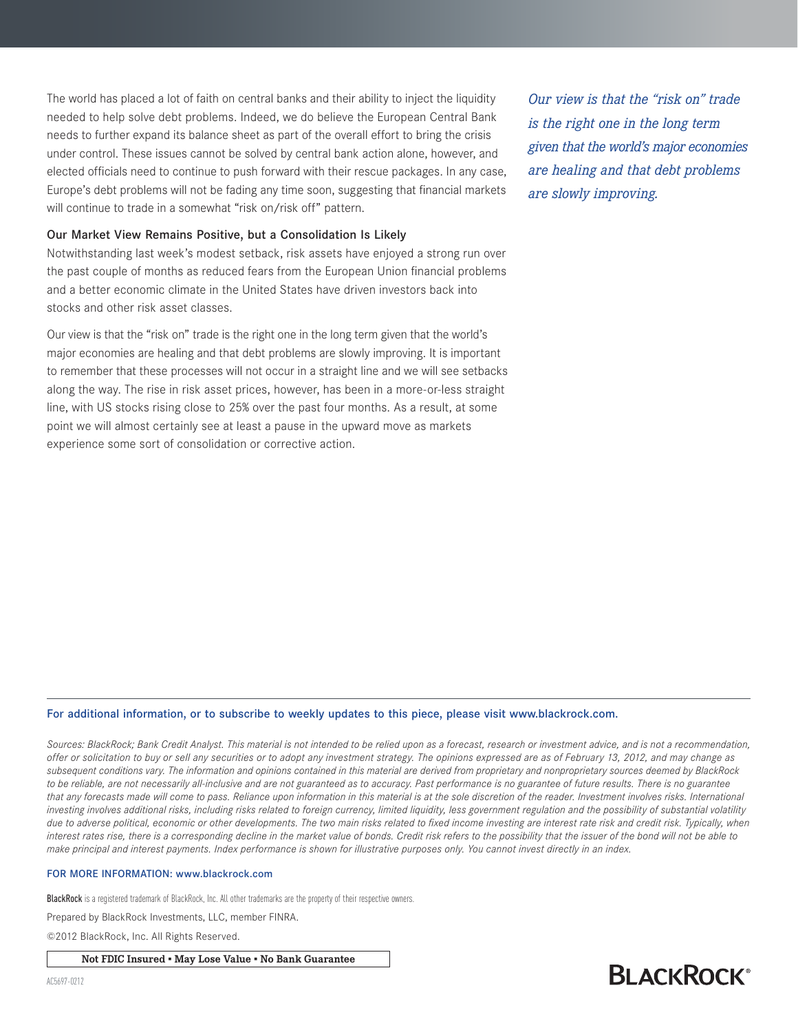The world has placed a lot of faith on central banks and their ability to inject the liquidity needed to help solve debt problems. Indeed, we do believe the European Central Bank needs to further expand its balance sheet as part of the overall effort to bring the crisis under control. These issues cannot be solved by central bank action alone, however, and elected officials need to continue to push forward with their rescue packages. In any case, Europe's debt problems will not be fading any time soon, suggesting that financial markets will continue to trade in a somewhat "risk on/risk off" pattern.

### Our Market View Remains Positive, but a Consolidation Is Likely

Notwithstanding last week's modest setback, risk assets have enjoyed a strong run over the past couple of months as reduced fears from the European Union financial problems and a better economic climate in the United States have driven investors back into stocks and other risk asset classes.

Our view is that the "risk on" trade is the right one in the long term given that the world's major economies are healing and that debt problems are slowly improving. It is important to remember that these processes will not occur in a straight line and we will see setbacks along the way. The rise in risk asset prices, however, has been in a more-or-less straight line, with US stocks rising close to 25% over the past four months. As a result, at some point we will almost certainly see at least a pause in the upward move as markets experience some sort of consolidation or corrective action.

*Our view is that the "risk on" trade is the right one in the long term given that the world's major economies are healing and that debt problems are slowly improving.*

---

**For additional information, or to subscribe to weekly updates to this piece, please visit www.blackrock.com.**

*Sources: BlackRock; Bank Credit Analyst. This material is not intended to be relied upon as a forecast, research or investment advice, and is not a recommendation, offer or solicitation to buy or sell any securities or to adopt any investment strategy. The opinions expressed are as of February 13, 2012, and may change as subsequent conditions vary. The information and opinions contained in this material are derived from proprietary and nonproprietary sources deemed by BlackRock to be reliable, are not necessarily all-inclusive and are not guaranteed as to accuracy. Past performance is no guarantee of future results. There is no guarantee that any forecasts made will come to pass. Reliance upon information in this material is at the sole discretion of the reader. Investment involves risks. International investing involves additional risks, including risks related to foreign currency, limited liquidity, less government regulation and the possibility of substantial volatility due to adverse political, economic or other developments. The two main risks related to fixed income investing are interest rate risk and credit risk. Typically, when interest rates rise, there is a corresponding decline in the market value of bonds. Credit risk refers to the possibility that the issuer of the bond will not be able to make principal and interest payments. Index performance is shown for illustrative purposes only. You cannot invest directly in an index.*

FOR MORE INFORMATION: www.blackrock.com

**BlackRock** is a registered trademark of BlackRock, Inc. All other trademarks are the property of their respective owners.

Prepared by BlackRock Investments, LLC, member FINRA.

©2012 BlackRock, Inc. All Rights Reserved.

**Not FDIC Insured • May Lose Value • No Bank Guarantee**

AC5697-0212

BLACKROCK®